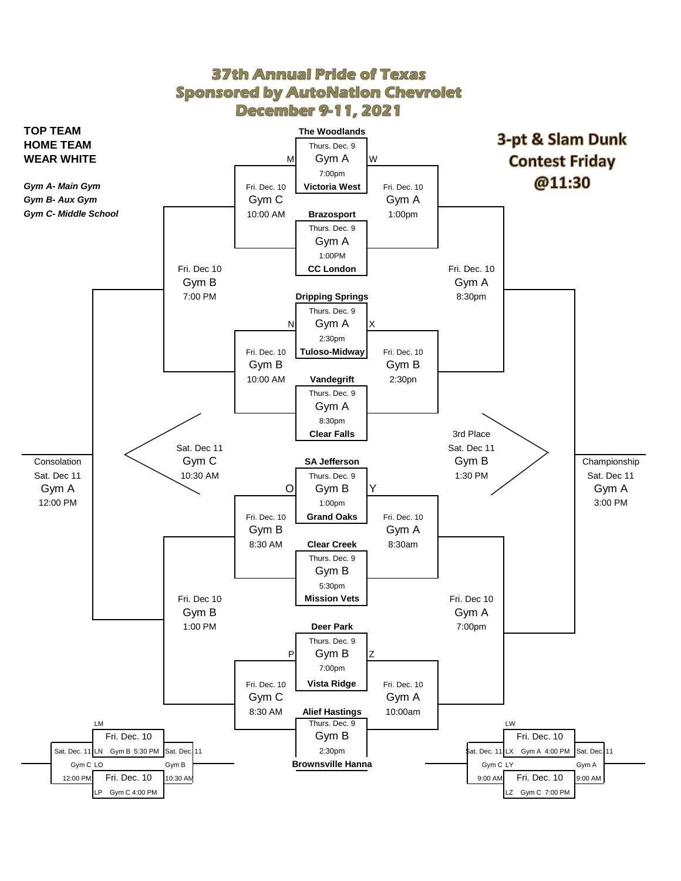# 37th Annual Pride of Texas
## Sponsored by AutoNation Chevrolet
## December 9-11, 2021

**TOP TEAM**
**HOME TEAM**
**WEAR WHITE**

***Gym A- Main Gym***
***Gym B- Aux Gym***
***Gym C- Middle School***

**3-pt & Slam Dunk Contest Friday @11:30**

### First Round (Thursday, Dec. 9)

| Top Team | Bottom Team | Date | Gym | Time |
|---|---|---|---|---|
| **The Woodlands** | **Victoria West** | Thurs. Dec. 9 | Gym A | 7:00pm |
| **Brazosport** | **CC London** | Thurs. Dec. 9 | Gym A | 1:00PM |
| **Dripping Springs** | **Tuloso-Midway** | Thurs. Dec. 9 | Gym A | 2:30pm |
| **Vandegrift** | **Clear Falls** | Thurs. Dec. 9 | Gym A | 8:30pm |
| **SA Jefferson** | **Grand Oaks** | Thurs. Dec. 9 | Gym B | 1:00pm |
| **Clear Creek** | **Mission Vets** | Thurs. Dec. 9 | Gym B | 5:30pm |
| **Deer Park** | **Vista Ridge** | Thurs. Dec. 9 | Gym B | 7:00pm |
| **Alief Hastings** | **Brownsville Hanna** | Thurs. Dec. 9 | Gym B | 2:30pm |

### Second Round (Friday, Dec. 10)

| Bracket | Game | Date | Gym | Time |
|---|---|---|---|---|
| Consolation | M (Woodlands/Victoria West loser vs. Brazosport/CC London loser) | Fri. Dec. 10 | Gym C | 10:00 AM |
| Championship | W (Woodlands/Victoria West winner vs. Brazosport/CC London winner) | Fri. Dec. 10 | Gym A | 1:00pm |
| Consolation | N (Dripping Springs/Tuloso-Midway loser vs. Vandegrift/Clear Falls loser) | Fri. Dec. 10 | Gym B | 10:00 AM |
| Championship | X (Dripping Springs/Tuloso-Midway winner vs. Vandegrift/Clear Falls winner) | Fri. Dec. 10 | Gym B | 2:30pn |
| Consolation | O (SA Jefferson/Grand Oaks loser vs. Clear Creek/Mission Vets loser) | Fri. Dec. 10 | Gym B | 8:30 AM |
| Championship | Y (SA Jefferson/Grand Oaks winner vs. Clear Creek/Mission Vets winner) | Fri. Dec. 10 | Gym A | 8:30am |
| Consolation | P (Deer Park/Vista Ridge loser vs. Alief Hastings/Brownsville Hanna loser) | Fri. Dec. 10 | Gym C | 8:30 AM |
| Championship | Z (Deer Park/Vista Ridge winner vs. Alief Hastings/Brownsville Hanna winner) | Fri. Dec. 10 | Gym A | 10:00am |

### Semifinals

| Bracket | Date | Gym | Time |
|---|---|---|---|
| Consolation (M vs. N) | Fri Dec 10 | Gym B | 7:00 PM |
| Championship (W vs. X) | Fri. Dec. 10 | Gym A | 8:30pm |
| Consolation (O vs. P) | Fri Dec 10 | Gym B | 1:00 PM |
| Championship (Y vs. Z) | Fri Dec 10 | Gym A | 7:00pm |

### Finals (Saturday, Dec. 11)

| Game | Date | Gym | Time |
|---|---|---|---|
| Consolation | Sat. Dec 11 | Gym A | 12:00 PM |
| Consolation 3rd | Sat. Dec 11 | Gym C | 10:30 AM |
| 3rd Place | Sat. Dec 11 | Gym B | 1:30 PM |
| Championship | Sat. Dec 11 | Gym A | 3:00 PM |

### Loser Brackets

| Game | Date | Gym | Time |
|---|---|---|---|
| LM vs. LN | Fri. Dec. 10 | Gym B | 5:30 PM |
| LO vs. LP | Fri. Dec. 10 | Gym C | 4:00 PM |
| LM/LN winner vs. LO/LP winner | Sat. Dec. 11 | Gym B | 10:30 AM |
| LM/LN loser vs. LO/LP loser | Sat. Dec. 11 | Gym C | 12:00 PM |
| LW vs. LX | Fri. Dec. 10 | Gym A | 4:00 PM |
| LY vs. LZ | Fri. Dec. 10 | Gym C | 7:00 PM |
| LW/LX winner vs. LY/LZ winner | Sat. Dec. 11 | Gym A | 9:00 AM |
| LW/LX loser vs. LY/LZ loser | Sat. Dec. 11 | Gym C | 9:00 AM |